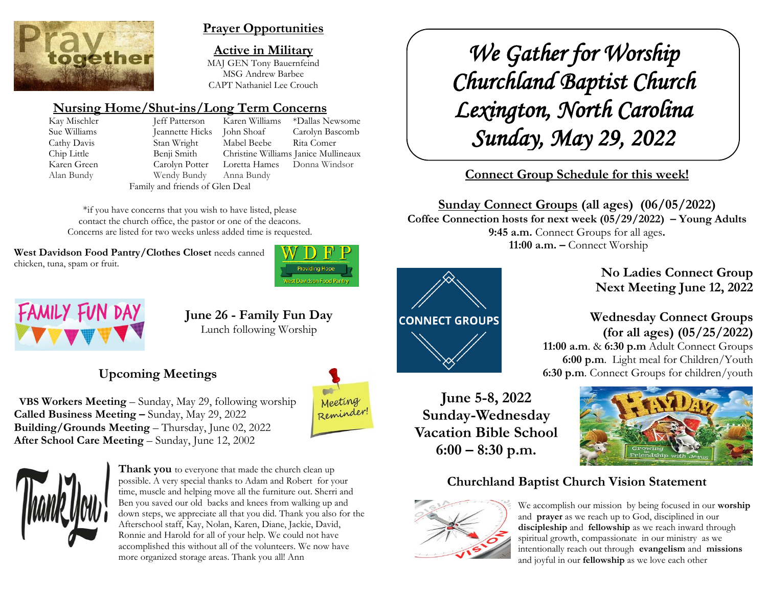## Prayer Opportunities

### Active in Military

MAJ GEN Tony Bauernfeind
MSG Andrew Barbee
CAPT Nathaniel Lee Crouch

### Nursing Home/Shut-ins/Long Term Concerns

| | | | |
|---|---|---|---|
| Kay Mischler | Jeff Patterson | Karen Williams | *Dallas Newsome |
| Sue Williams | Jeannette Hicks | John Shoaf | Carolyn Bascomb |
| Cathy Davis | Stan Wright | Mabel Beebe | Rita Comer |
| Chip Little | Benji Smith | Christine Williams | Janice Mullineaux |
| Karen Green | Carolyn Potter | Loretta Hames | Donna Windsor |
| Alan Bundy | Wendy Bundy | Anna Bundy | |

Family and friends of Glen Deal

*if you have concerns that you wish to have listed, please contact the church office, the pastor or one of the deacons. Concerns are listed for two weeks unless added time is requested.

**West Davidson Food Pantry/Clothes Closet** needs canned chicken, tuna, spam or fruit.

**June 26 - Family Fun Day**
Lunch following Worship

## Upcoming Meetings

**VBS Workers Meeting** – Sunday, May 29, following worship
**Called Business Meeting –** Sunday, May 29, 2022
**Building/Grounds Meeting** – Thursday, June 02, 2022
**After School Care Meeting** – Sunday, June 12, 2002

**Thank you** to everyone that made the church clean up possible. A very special thanks to Adam and Robert for your time, muscle and helping move all the furniture out. Sherri and Ben you saved our old backs and knees from walking up and down steps, we appreciate all that you did. Thank you also for the Afterschool staff, Kay, Nolan, Karen, Diane, Jackie, David, Ronnie and Harold for all of your help. We could not have accomplished this without all of the volunteers. We now have more organized storage areas. Thank you all! Ann

# *We Gather for Worship*
# *Churchland Baptist Church*
# *Lexington, North Carolina*
# *Sunday, May 29, 2022*

## Connect Group Schedule for this week!

**Sunday Connect Groups (all ages) (06/05/2022)**
**Coffee Connection hosts for next week (05/29/2022) – Young Adults**
**9:45 a.m.** Connect Groups for all ages.
**11:00 a.m. –** Connect Worship

**No Ladies Connect Group**
**Next Meeting June 12, 2022**

**Wednesday Connect Groups (for all ages) (05/25/2022)**
**11:00 a.m**. & **6:30 p.m** Adult Connect Groups
**6:00 p.m**. Light meal for Children/Youth
**6:30 p.m**. Connect Groups for children/youth

**June 5-8, 2022**
**Sunday-Wednesday**
**Vacation Bible School**
**6:00 – 8:30 p.m.**

## Churchland Baptist Church Vision Statement

We accomplish our mission by being focused in our **worship** and **prayer** as we reach up to God, disciplined in our **discipleship** and **fellowship** as we reach inward through spiritual growth, compassionate in our ministry as we intentionally reach out through **evangelism** and **missions** and joyful in our **fellowship** as we love each other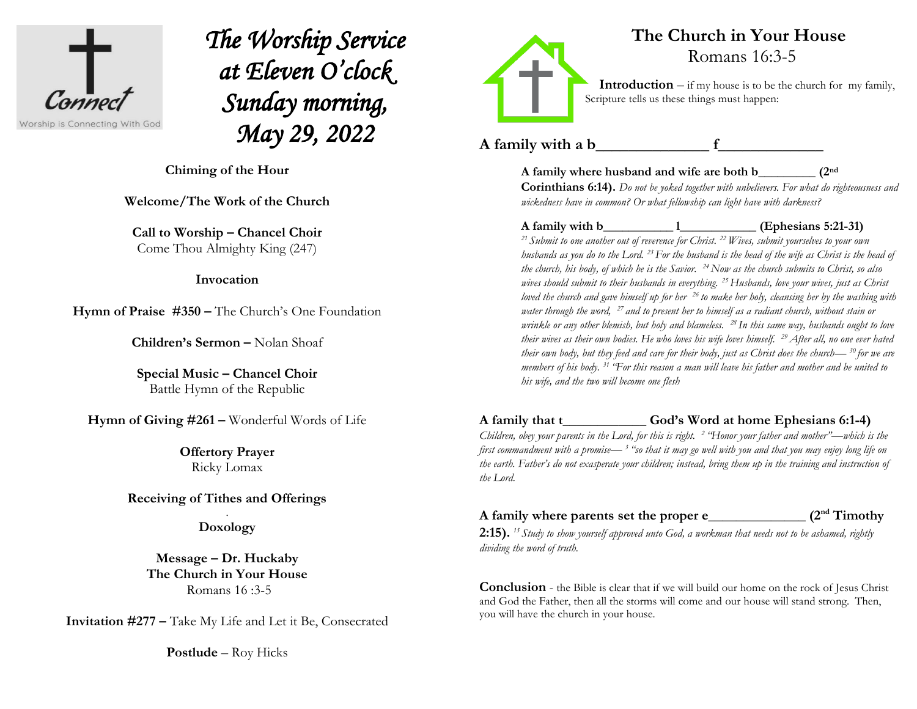Connect

Worship is Connecting With God

# *The Worship Service at Eleven O'clock Sunday morning, May 29, 2022*

**Chiming of the Hour**

**Welcome/The Work of the Church**

**Call to Worship – Chancel Choir**
Come Thou Almighty King (247)

**Invocation**

**Hymn of Praise #350 –** The Church's One Foundation

**Children's Sermon –** Nolan Shoaf

**Special Music – Chancel Choir**
Battle Hymn of the Republic

**Hymn of Giving #261 –** Wonderful Words of Life

**Offertory Prayer**
Ricky Lomax

**Receiving of Tithes and Offerings**

**Doxology**

**Message – Dr. Huckaby**
**The Church in Your House**
Romans 16 :3-5

**Invitation #277 –** Take My Life and Let it Be, Consecrated

**Postlude** – Roy Hicks

## The Church in Your House
Romans 16:3-5

**Introduction** – if my house is to be the church for my family, Scripture tells us these things must happen:

### A family with a b______________ f_____________

**A family where husband and wife are both b________ (2nd Corinthians 6:14).** *Do not be yoked together with unbelievers. For what do righteousness and wickedness have in common? Or what fellowship can light have with darkness?*

**A family with b__________ l___________ (Ephesians 5:21-31)**
*[21] Submit to one another out of reverence for Christ. [22] Wives, submit yourselves to your own husbands as you do to the Lord. [23] For the husband is the head of the wife as Christ is the head of the church, his body, of which he is the Savior. [24] Now as the church submits to Christ, so also wives should submit to their husbands in everything. [25] Husbands, love your wives, just as Christ loved the church and gave himself up for her [26] to make her holy, cleansing her by the washing with water through the word, [27] and to present her to himself as a radiant church, without stain or wrinkle or any other blemish, but holy and blameless. [28] In this same way, husbands ought to love their wives as their own bodies. He who loves his wife loves himself. [29] After all, no one ever hated their own body, but they feed and care for their body, just as Christ does the church— [30] for we are members of his body. [31] "For this reason a man will leave his father and mother and be united to his wife, and the two will become one flesh*

### A family that t___________ God's Word at home Ephesians 6:1-4)

*Children, obey your parents in the Lord, for this is right. [2] "Honor your father and mother"—which is the first commandment with a promise— [3] "so that it may go well with you and that you may enjoy long life on the earth. Father's do not exasperate your children; instead, bring them up in the training and instruction of the Lord.*

### A family where parents set the proper e_____________ (2nd Timothy 2:15).

*[15] Study to show yourself approved unto God, a workman that needs not to be ashamed, rightly dividing the word of truth.*

**Conclusion** - the Bible is clear that if we will build our home on the rock of Jesus Christ and God the Father, then all the storms will come and our house will stand strong. Then, you will have the church in your house.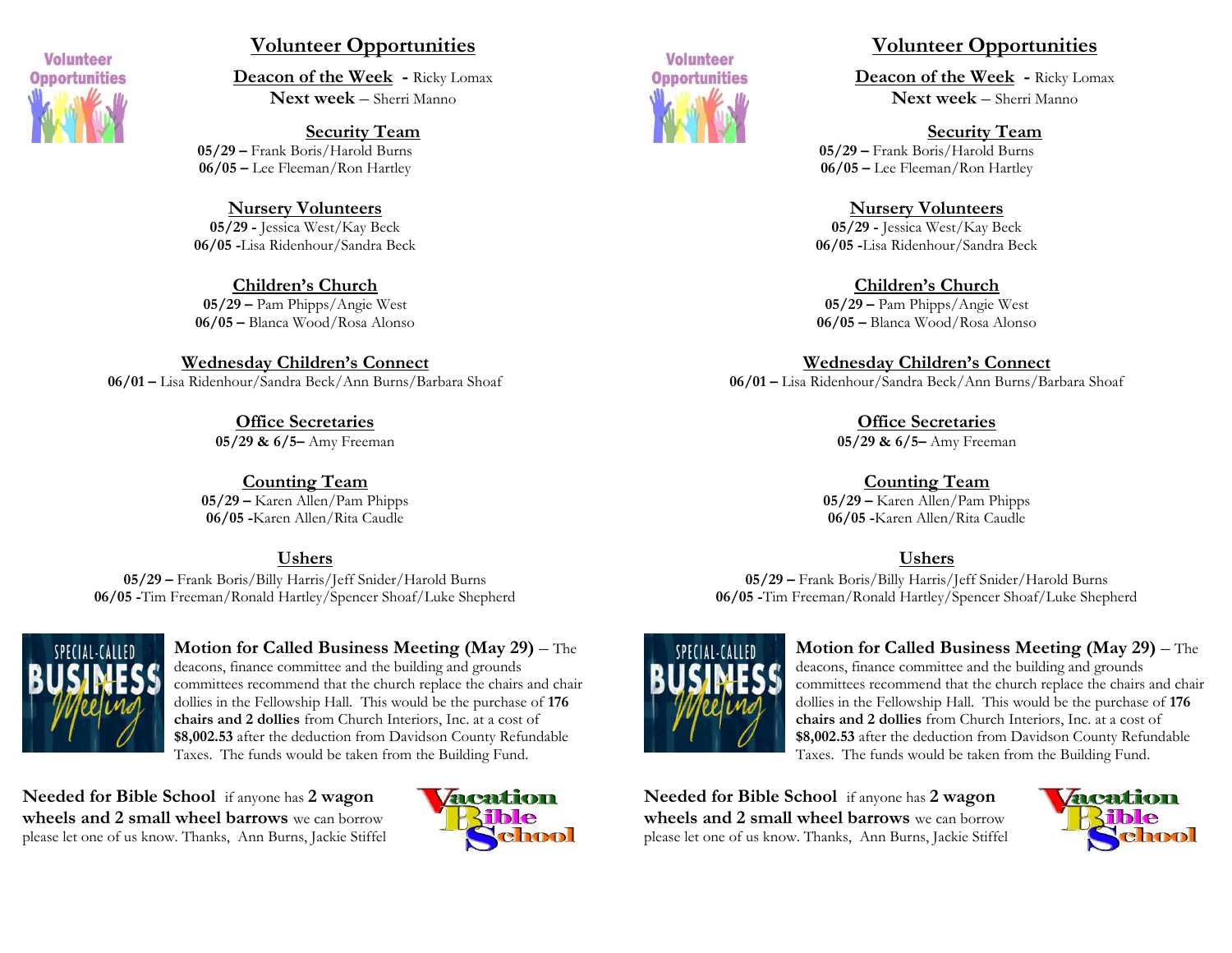## Volunteer Opportunities

**Deacon of the Week** - Ricky Lomax
**Next week** – Sherri Manno

### Security Team

**05/29 –** Frank Boris/Harold Burns
**06/05 –** Lee Fleeman/Ron Hartley

### Nursery Volunteers

**05/29 -** Jessica West/Kay Beck
**06/05 -**Lisa Ridenhour/Sandra Beck

### Children's Church

**05/29 –** Pam Phipps/Angie West
**06/05 –** Blanca Wood/Rosa Alonso

### Wednesday Children's Connect

**06/01 –** Lisa Ridenhour/Sandra Beck/Ann Burns/Barbara Shoaf

### Office Secretaries

**05/29 & 6/5–** Amy Freeman

### Counting Team

**05/29 –** Karen Allen/Pam Phipps
**06/05 -**Karen Allen/Rita Caudle

### Ushers

**05/29 –** Frank Boris/Billy Harris/Jeff Snider/Harold Burns
**06/05 -**Tim Freeman/Ronald Hartley/Spencer Shoaf/Luke Shepherd

**Motion for Called Business Meeting (May 29)** – The deacons, finance committee and the building and grounds committees recommend that the church replace the chairs and chair dollies in the Fellowship Hall. This would be the purchase of **176 chairs and 2 dollies** from Church Interiors, Inc. at a cost of **$8,002.53** after the deduction from Davidson County Refundable Taxes. The funds would be taken from the Building Fund.

**Needed for Bible School** if anyone has **2 wagon wheels and 2 small wheel barrows** we can borrow please let one of us know. Thanks, Ann Burns, Jackie Stiffel

## Volunteer Opportunities

**Deacon of the Week** - Ricky Lomax
**Next week** – Sherri Manno

### Security Team

**05/29 –** Frank Boris/Harold Burns
**06/05 –** Lee Fleeman/Ron Hartley

### Nursery Volunteers

**05/29 -** Jessica West/Kay Beck
**06/05 -**Lisa Ridenhour/Sandra Beck

### Children's Church

**05/29 –** Pam Phipps/Angie West
**06/05 –** Blanca Wood/Rosa Alonso

### Wednesday Children's Connect

**06/01 –** Lisa Ridenhour/Sandra Beck/Ann Burns/Barbara Shoaf

### Office Secretaries

**05/29 & 6/5–** Amy Freeman

### Counting Team

**05/29 –** Karen Allen/Pam Phipps
**06/05 -**Karen Allen/Rita Caudle

### Ushers

**05/29 –** Frank Boris/Billy Harris/Jeff Snider/Harold Burns
**06/05 -**Tim Freeman/Ronald Hartley/Spencer Shoaf/Luke Shepherd

**Motion for Called Business Meeting (May 29)** – The deacons, finance committee and the building and grounds committees recommend that the church replace the chairs and chair dollies in the Fellowship Hall. This would be the purchase of **176 chairs and 2 dollies** from Church Interiors, Inc. at a cost of **$8,002.53** after the deduction from Davidson County Refundable Taxes. The funds would be taken from the Building Fund.

**Needed for Bible School** if anyone has **2 wagon wheels and 2 small wheel barrows** we can borrow please let one of us know. Thanks, Ann Burns, Jackie Stiffel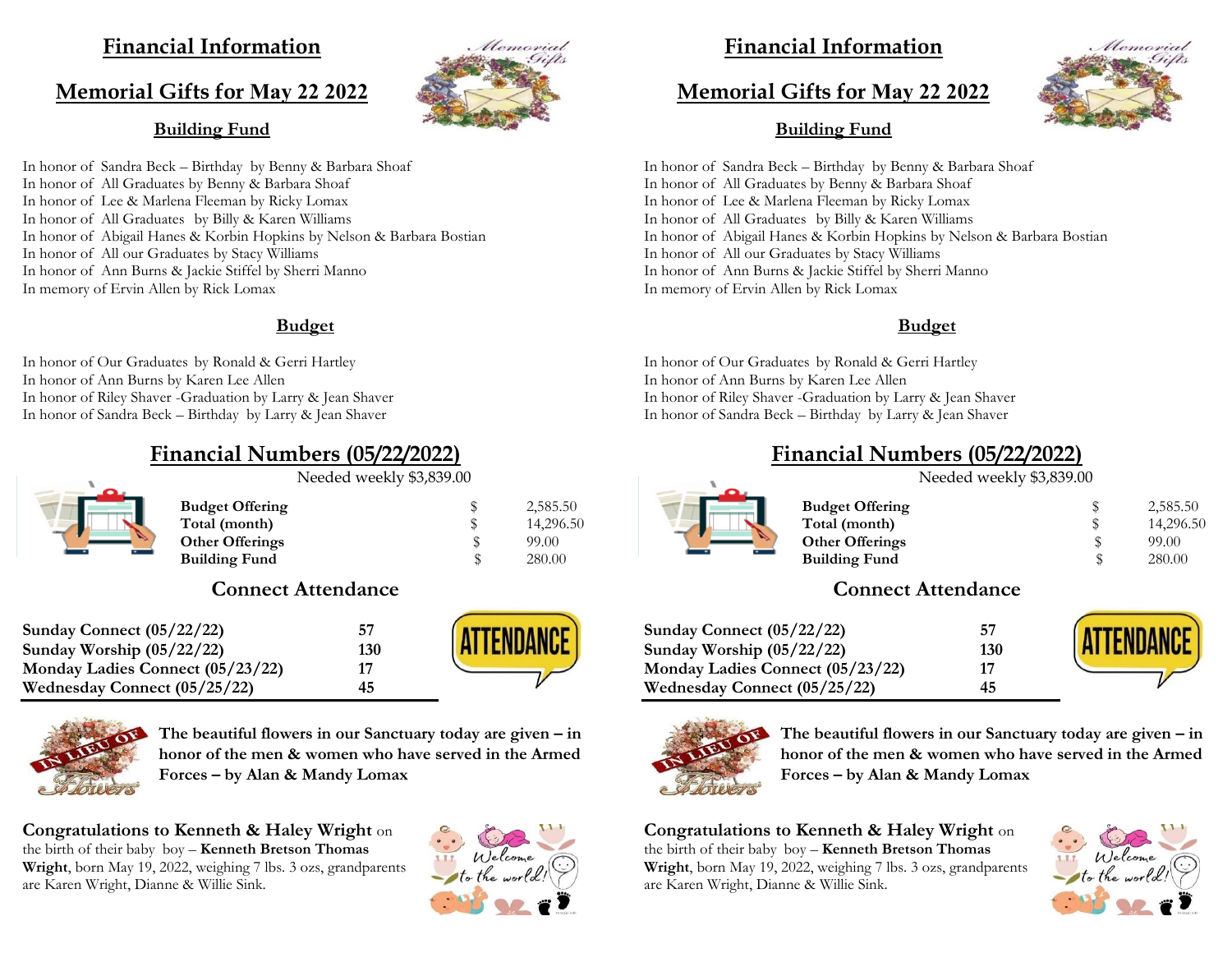# Financial Information

## Memorial Gifts for May 22 2022

### Building Fund

In honor of Sandra Beck – Birthday by Benny & Barbara Shoaf
In honor of All Graduates by Benny & Barbara Shoaf
In honor of Lee & Marlena Fleeman by Ricky Lomax
In honor of All Graduates by Billy & Karen Williams
In honor of Abigail Hanes & Korbin Hopkins by Nelson & Barbara Bostian
In honor of All our Graduates by Stacy Williams
In honor of Ann Burns & Jackie Stiffel by Sherri Manno
In memory of Ervin Allen by Rick Lomax

### Budget

In honor of Our Graduates by Ronald & Gerri Hartley
In honor of Ann Burns by Karen Lee Allen
In honor of Riley Shaver -Graduation by Larry & Jean Shaver
In honor of Sandra Beck – Birthday by Larry & Jean Shaver

## Financial Numbers (05/22/2022)

Needed weekly $3,839.00

| | | |
|---|---|---|
| **Budget Offering** | $ | 2,585.50 |
| **Total (month)** | $ | 14,296.50 |
| **Other Offerings** | $ | 99.00 |
| **Building Fund** | $ | 280.00 |

## Connect Attendance

| | |
|---|---|
| **Sunday Connect (05/22/22)** | **57** |
| **Sunday Worship (05/22/22)** | **130** |
| **Monday Ladies Connect (05/23/22)** | **17** |
| **Wednesday Connect (05/25/22)** | **45** |

**The beautiful flowers in our Sanctuary today are given – in honor of the men & women who have served in the Armed Forces – by Alan & Mandy Lomax**

**Congratulations to Kenneth & Haley Wright** on the birth of their baby boy – **Kenneth Bretson Thomas Wright**, born May 19, 2022, weighing 7 lbs. 3 ozs, grandparents are Karen Wright, Dianne & Willie Sink.